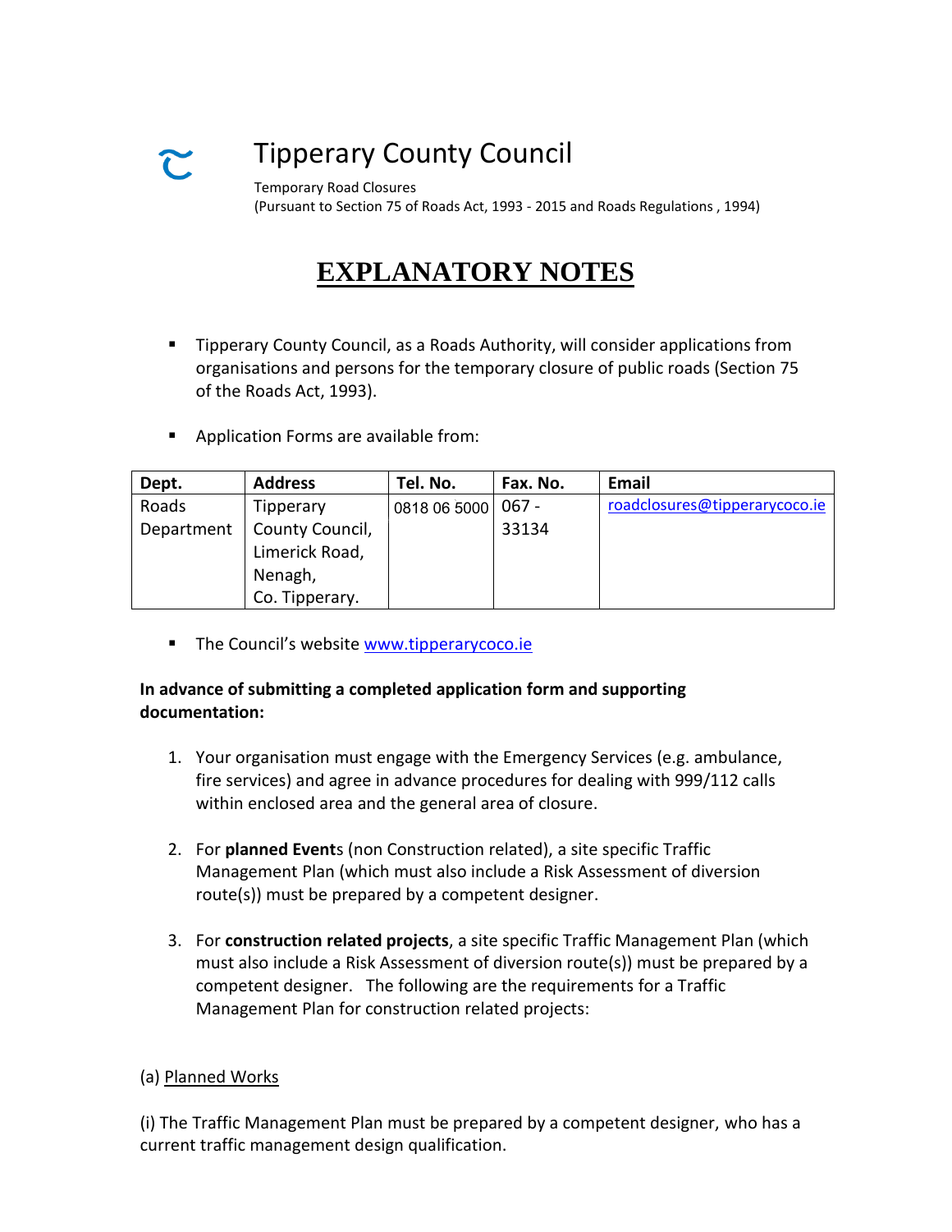# Tipperary County Council

Temporary Road Closures
(Pursuant to Section 75 of Roads Act, 1993 - 2015 and Roads Regulations , 1994)

## EXPLANATORY NOTES

- Tipperary County Council, as a Roads Authority, will consider applications from organisations and persons for the temporary closure of public roads (Section 75 of the Roads Act, 1993).
- Application Forms are available from:

| Dept. | Address | Tel. No. | Fax. No. | Email |
|---|---|---|---|---|
| Roads Department | Tipperary County Council, Limerick Road, Nenagh, Co. Tipperary. | 0818 06 5000 | 067 - 33134 | roadclosures@tipperarycoco.ie |

- The Council's website www.tipperarycoco.ie

**In advance of submitting a completed application form and supporting documentation:**

1. Your organisation must engage with the Emergency Services (e.g. ambulance, fire services) and agree in advance procedures for dealing with 999/112 calls within enclosed area and the general area of closure.
2. For **planned Event**s (non Construction related), a site specific Traffic Management Plan (which must also include a Risk Assessment of diversion route(s)) must be prepared by a competent designer.
3. For **construction related projects**, a site specific Traffic Management Plan (which must also include a Risk Assessment of diversion route(s)) must be prepared by a competent designer. The following are the requirements for a Traffic Management Plan for construction related projects:

(a) Planned Works

(i) The Traffic Management Plan must be prepared by a competent designer, who has a current traffic management design qualification.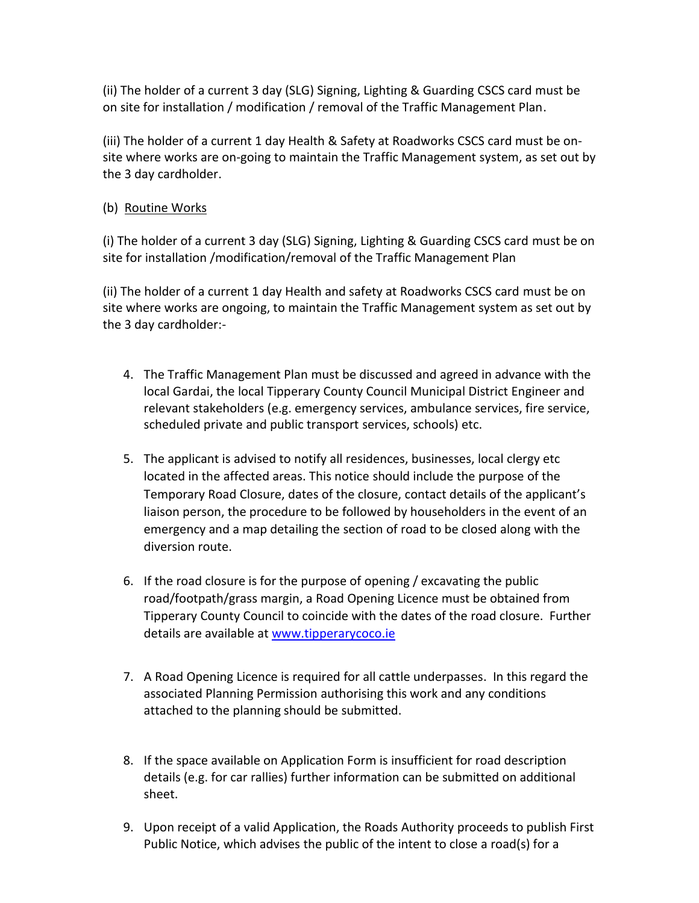(ii) The holder of a current 3 day (SLG) Signing, Lighting & Guarding CSCS card must be on site for installation / modification / removal of the Traffic Management Plan.

(iii) The holder of a current 1 day Health & Safety at Roadworks CSCS card must be on-site where works are on-going to maintain the Traffic Management system, as set out by the 3 day cardholder.

(b) <u>Routine Works</u>

(i) The holder of a current 3 day (SLG) Signing, Lighting & Guarding CSCS card must be on site for installation /modification/removal of the Traffic Management Plan

(ii) The holder of a current 1 day Health and safety at Roadworks CSCS card must be on site where works are ongoing, to maintain the Traffic Management system as set out by the 3 day cardholder:-

4. The Traffic Management Plan must be discussed and agreed in advance with the local Gardai, the local Tipperary County Council Municipal District Engineer and relevant stakeholders (e.g. emergency services, ambulance services, fire service, scheduled private and public transport services, schools) etc.

5. The applicant is advised to notify all residences, businesses, local clergy etc located in the affected areas. This notice should include the purpose of the Temporary Road Closure, dates of the closure, contact details of the applicant's liaison person, the procedure to be followed by householders in the event of an emergency and a map detailing the section of road to be closed along with the diversion route.

6. If the road closure is for the purpose of opening / excavating the public road/footpath/grass margin, a Road Opening Licence must be obtained from Tipperary County Council to coincide with the dates of the road closure. Further details are available at [www.tipperarycoco.ie](www.tipperarycoco.ie)

7. A Road Opening Licence is required for all cattle underpasses. In this regard the associated Planning Permission authorising this work and any conditions attached to the planning should be submitted.

8. If the space available on Application Form is insufficient for road description details (e.g. for car rallies) further information can be submitted on additional sheet.

9. Upon receipt of a valid Application, the Roads Authority proceeds to publish First Public Notice, which advises the public of the intent to close a road(s) for a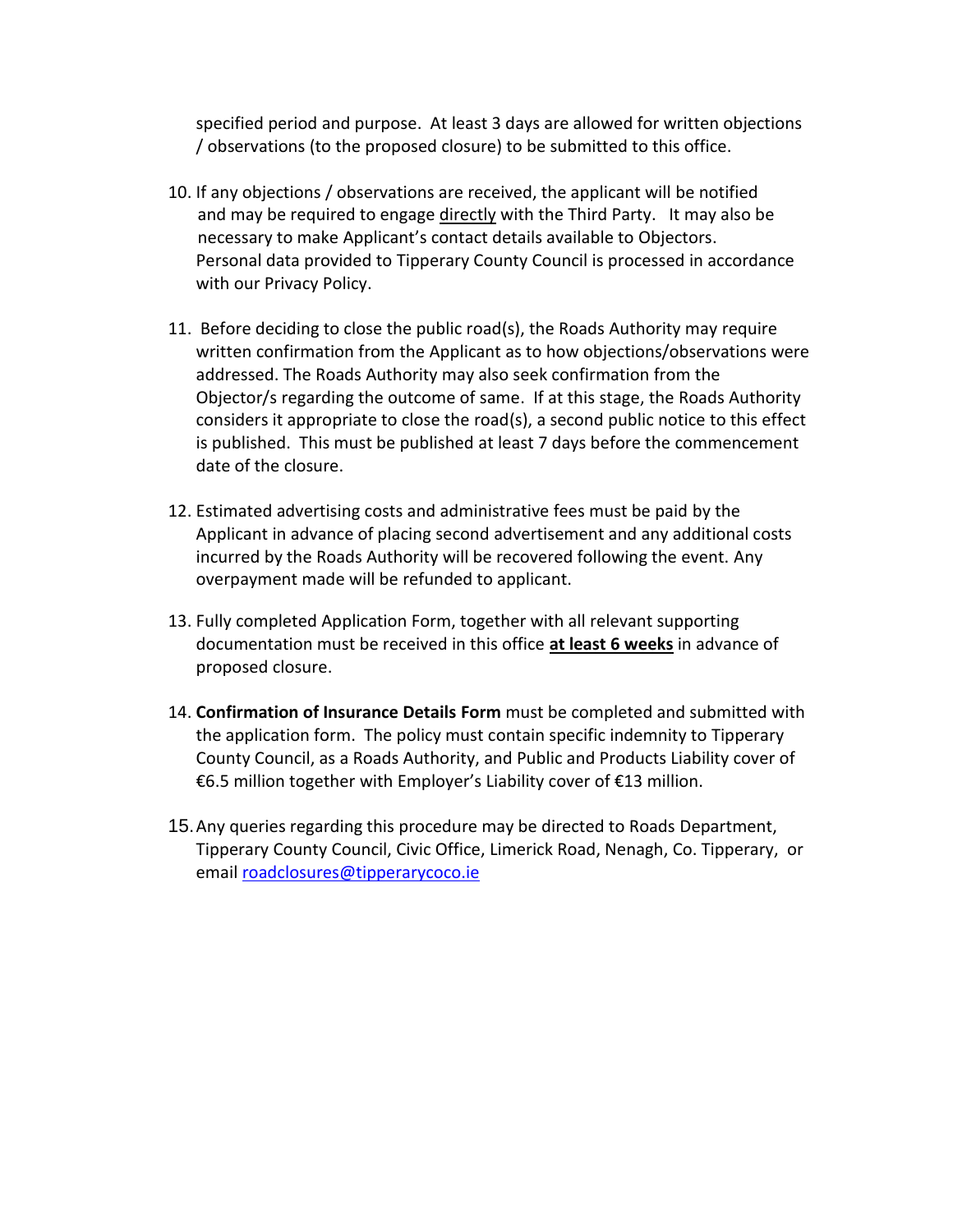specified period and purpose. At least 3 days are allowed for written objections / observations (to the proposed closure) to be submitted to this office.

10. If any objections / observations are received, the applicant will be notified and may be required to engage <u>directly</u> with the Third Party. It may also be necessary to make Applicant's contact details available to Objectors. Personal data provided to Tipperary County Council is processed in accordance with our Privacy Policy.

11. Before deciding to close the public road(s), the Roads Authority may require written confirmation from the Applicant as to how objections/observations were addressed. The Roads Authority may also seek confirmation from the Objector/s regarding the outcome of same. If at this stage, the Roads Authority considers it appropriate to close the road(s), a second public notice to this effect is published. This must be published at least 7 days before the commencement date of the closure.

12. Estimated advertising costs and administrative fees must be paid by the Applicant in advance of placing second advertisement and any additional costs incurred by the Roads Authority will be recovered following the event. Any overpayment made will be refunded to applicant.

13. Fully completed Application Form, together with all relevant supporting documentation must be received in this office **<u>at least 6 weeks</u>** in advance of proposed closure.

14. **Confirmation of Insurance Details Form** must be completed and submitted with the application form. The policy must contain specific indemnity to Tipperary County Council, as a Roads Authority, and Public and Products Liability cover of €6.5 million together with Employer's Liability cover of €13 million.

15. Any queries regarding this procedure may be directed to Roads Department, Tipperary County Council, Civic Office, Limerick Road, Nenagh, Co. Tipperary, or email [roadclosures@tipperarycoco.ie](mailto:roadclosures@tipperarycoco.ie)